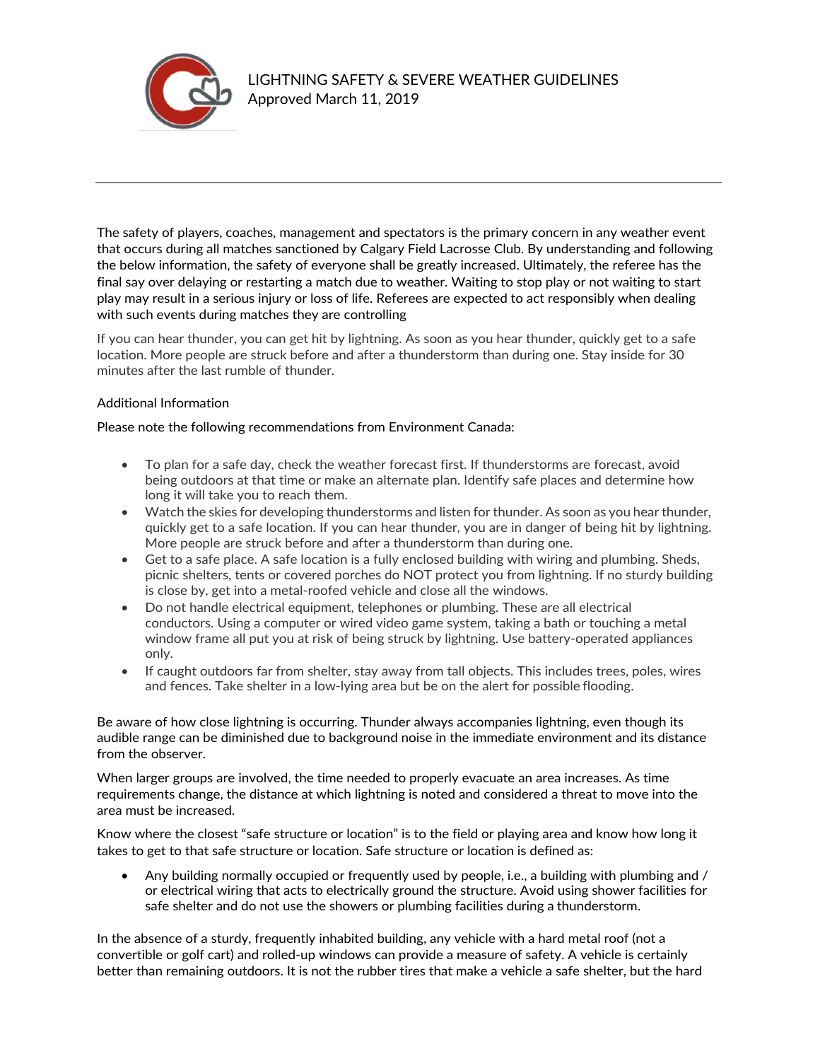# LIGHTNING SAFETY & SEVERE WEATHER GUIDELINES

Approved March 11, 2019

---

The safety of players, coaches, management and spectators is the primary concern in any weather event that occurs during all matches sanctioned by Calgary Field Lacrosse Club. By understanding and following the below information, the safety of everyone shall be greatly increased. Ultimately, the referee has the final say over delaying or restarting a match due to weather. Waiting to stop play or not waiting to start play may result in a serious injury or loss of life. Referees are expected to act responsibly when dealing with such events during matches they are controlling

If you can hear thunder, you can get hit by lightning. As soon as you hear thunder, quickly get to a safe location. More people are struck before and after a thunderstorm than during one. Stay inside for 30 minutes after the last rumble of thunder.

Additional Information

Please note the following recommendations from Environment Canada:

- To plan for a safe day, check the weather forecast first. If thunderstorms are forecast, avoid being outdoors at that time or make an alternate plan. Identify safe places and determine how long it will take you to reach them.
- Watch the skies for developing thunderstorms and listen for thunder. As soon as you hear thunder, quickly get to a safe location. If you can hear thunder, you are in danger of being hit by lightning. More people are struck before and after a thunderstorm than during one.
- Get to a safe place. A safe location is a fully enclosed building with wiring and plumbing. Sheds, picnic shelters, tents or covered porches do NOT protect you from lightning. If no sturdy building is close by, get into a metal-roofed vehicle and close all the windows.
- Do not handle electrical equipment, telephones or plumbing. These are all electrical conductors. Using a computer or wired video game system, taking a bath or touching a metal window frame all put you at risk of being struck by lightning. Use battery-operated appliances only.
- If caught outdoors far from shelter, stay away from tall objects. This includes trees, poles, wires and fences. Take shelter in a low-lying area but be on the alert for possible flooding.

Be aware of how close lightning is occurring. Thunder always accompanies lightning, even though its audible range can be diminished due to background noise in the immediate environment and its distance from the observer.

When larger groups are involved, the time needed to properly evacuate an area increases. As time requirements change, the distance at which lightning is noted and considered a threat to move into the area must be increased.

Know where the closest "safe structure or location" is to the field or playing area and know how long it takes to get to that safe structure or location. Safe structure or location is defined as:

- Any building normally occupied or frequently used by people, i.e., a building with plumbing and / or electrical wiring that acts to electrically ground the structure. Avoid using shower facilities for safe shelter and do not use the showers or plumbing facilities during a thunderstorm.

In the absence of a sturdy, frequently inhabited building, any vehicle with a hard metal roof (not a convertible or golf cart) and rolled-up windows can provide a measure of safety. A vehicle is certainly better than remaining outdoors. It is not the rubber tires that make a vehicle a safe shelter, but the hard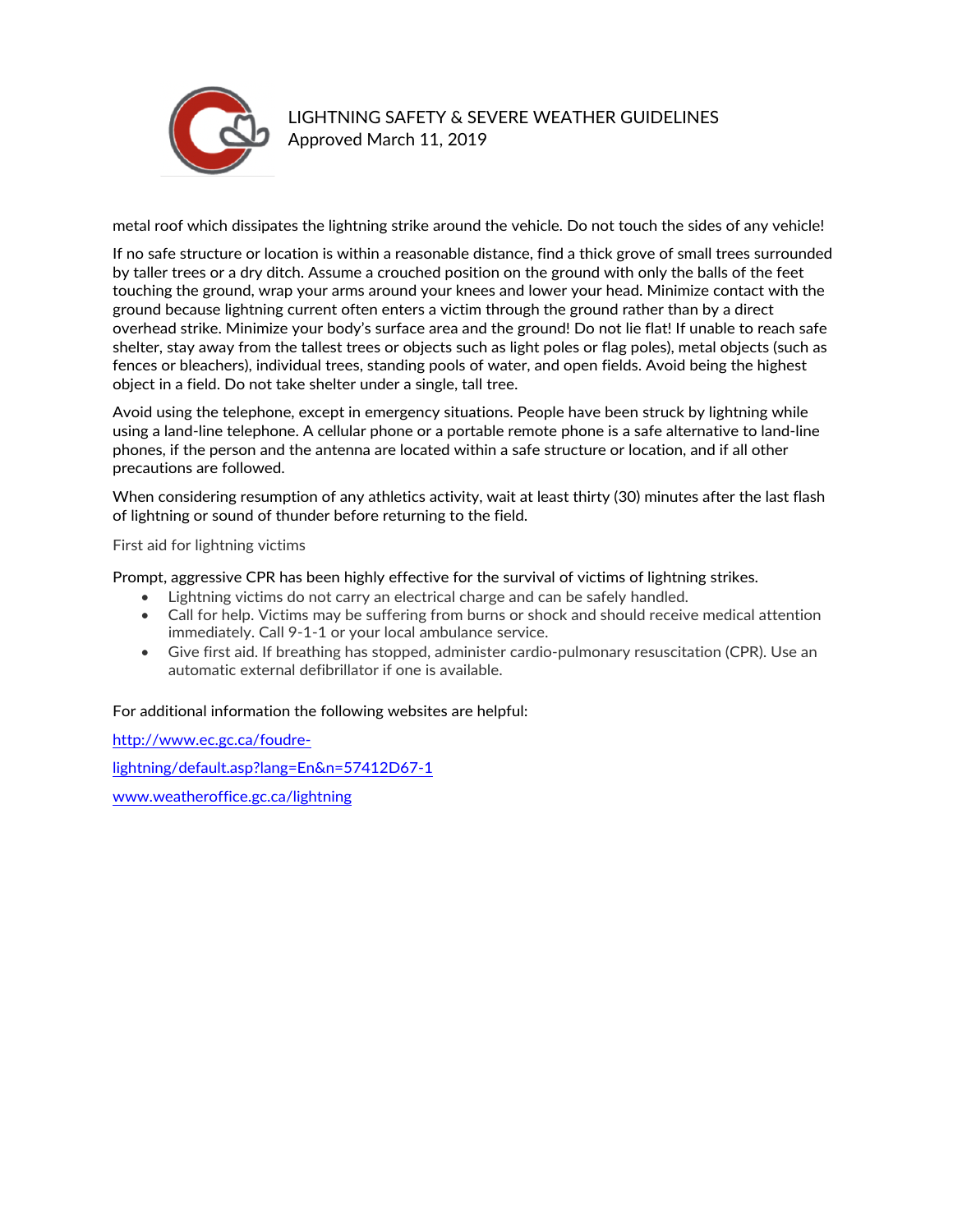metal roof which dissipates the lightning strike around the vehicle. Do not touch the sides of any vehicle!

If no safe structure or location is within a reasonable distance, find a thick grove of small trees surrounded by taller trees or a dry ditch. Assume a crouched position on the ground with only the balls of the feet touching the ground, wrap your arms around your knees and lower your head. Minimize contact with the ground because lightning current often enters a victim through the ground rather than by a direct overhead strike. Minimize your body's surface area and the ground! Do not lie flat! If unable to reach safe shelter, stay away from the tallest trees or objects such as light poles or flag poles), metal objects (such as fences or bleachers), individual trees, standing pools of water, and open fields. Avoid being the highest object in a field. Do not take shelter under a single, tall tree.

Avoid using the telephone, except in emergency situations. People have been struck by lightning while using a land-line telephone. A cellular phone or a portable remote phone is a safe alternative to land-line phones, if the person and the antenna are located within a safe structure or location, and if all other precautions are followed.

When considering resumption of any athletics activity, wait at least thirty (30) minutes after the last flash of lightning or sound of thunder before returning to the field.

## First aid for lightning victims

Prompt, aggressive CPR has been highly effective for the survival of victims of lightning strikes.

- Lightning victims do not carry an electrical charge and can be safely handled.
- Call for help. Victims may be suffering from burns or shock and should receive medical attention immediately. Call 9-1-1 or your local ambulance service.
- Give first aid. If breathing has stopped, administer cardio-pulmonary resuscitation (CPR). Use an automatic external defibrillator if one is available.

For additional information the following websites are helpful:

http://www.ec.gc.ca/foudre-lightning/default.asp?lang=En&n=57412D67-1

www.weatheroffice.gc.ca/lightning